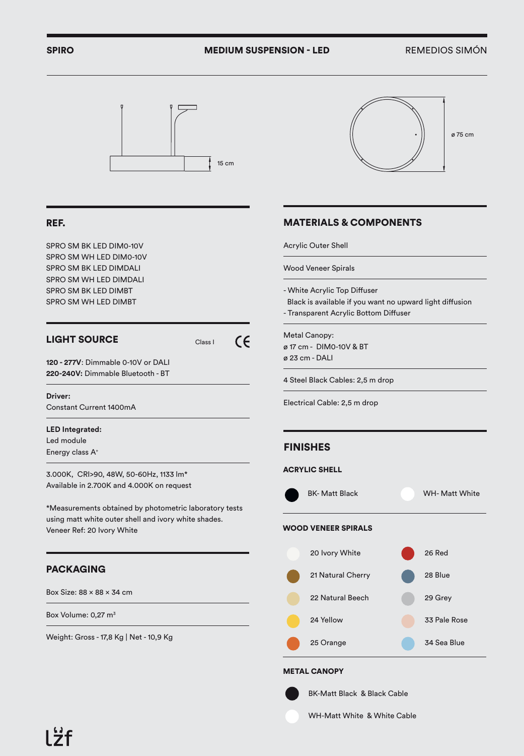**SPIRO** **MEDIUM SUSPENSION - LED** REMEDIOS SIMÓN

15 cm

ø 75 cm

## REF.

SPRO SM BK LED DIM0-10V
SPRO SM WH LED DIM0-10V
SPRO SM BK LED DIMDALI
SPRO SM WH LED DIMDALI
SPRO SM BK LED DIMBT
SPRO SM WH LED DIMBT

## LIGHT SOURCE

Class I CE

**120 - 277V**: Dimmable 0-10V or DALI
**220-240V:** Dimmable Bluetooth - BT

**Driver:**
Constant Current 1400mA

**LED Integrated:**
Led module
Energy class A+

3.000K, CRI>90, 48W, 50-60Hz, 1133 lm*
Available in 2.700K and 4.000K on request

*Measurements obtained by photometric laboratory tests using matt white outer shell and ivory white shades.
Veneer Ref: 20 Ivory White

## PACKAGING

Box Size: 88 × 88 × 34 cm

Box Volume: 0,27 m³

Weight: Gross - 17,8 Kg | Net - 10,9 Kg

## MATERIALS & COMPONENTS

Acrylic Outer Shell

Wood Veneer Spirals

- White Acrylic Top Diffuser
  Black is available if you want no upward light diffusion
- Transparent Acrylic Bottom Diffuser

Metal Canopy:
ø 17 cm - DIM0-10V & BT
ø 23 cm - DALI

4 Steel Black Cables: 2,5 m drop

Electrical Cable: 2,5 m drop

## FINISHES

### ACRYLIC SHELL

- BK- Matt Black
- WH- Matt White

### WOOD VENEER SPIRALS

- 20 Ivory White
- 21 Natural Cherry
- 22 Natural Beech
- 24 Yellow
- 25 Orange
- 26 Red
- 28 Blue
- 29 Grey
- 33 Pale Rose
- 34 Sea Blue

### METAL CANOPY

- BK-Matt Black & Black Cable
- WH-Matt White & White Cable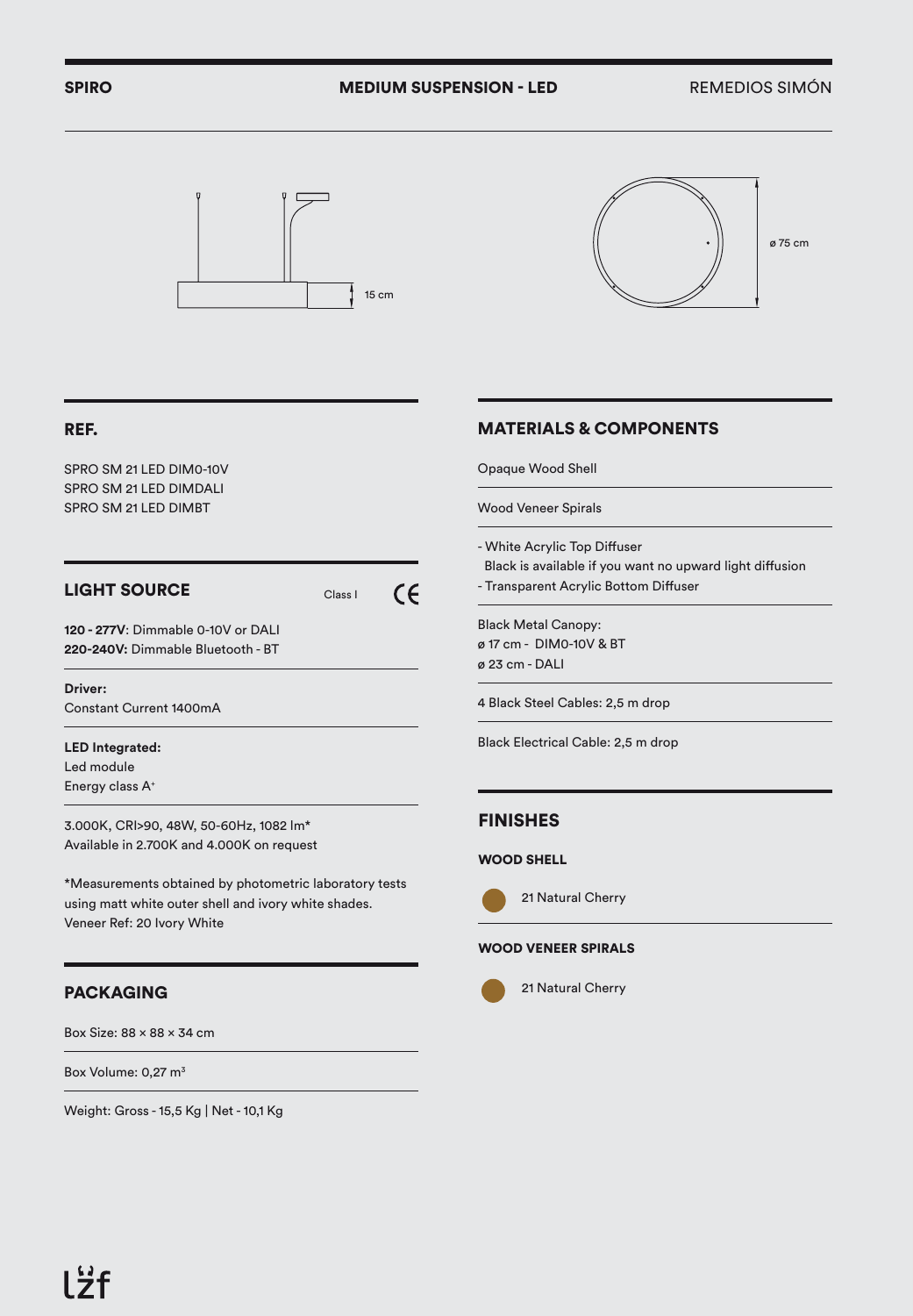**SPIRO** MEDIUM SUSPENSION - LED REMEDIOS SIMÓN

15 cm

ø 75 cm

## REF.

SPRO SM 21 LED DIM0-10V
SPRO SM 21 LED DIMDALI
SPRO SM 21 LED DIMBT

## LIGHT SOURCE

Class I

**120 - 277V**: Dimmable 0-10V or DALI
**220-240V:** Dimmable Bluetooth - BT

**Driver:**
Constant Current 1400mA

**LED Integrated:**
Led module
Energy class A+

3.000K, CRI>90, 48W, 50-60Hz, 1082 lm*
Available in 2.700K and 4.000K on request

*Measurements obtained by photometric laboratory tests using matt white outer shell and ivory white shades. Veneer Ref: 20 Ivory White

## PACKAGING

Box Size: 88 × 88 × 34 cm

Box Volume: 0,27 m³

Weight: Gross - 15,5 Kg | Net - 10,1 Kg

## MATERIALS & COMPONENTS

Opaque Wood Shell

Wood Veneer Spirals

- White Acrylic Top Diffuser
  Black is available if you want no upward light diffusion
- Transparent Acrylic Bottom Diffuser

Black Metal Canopy:
ø 17 cm - DIM0-10V & BT
ø 23 cm - DALI

4 Black Steel Cables: 2,5 m drop

Black Electrical Cable: 2,5 m drop

## FINISHES

### WOOD SHELL

21 Natural Cherry

### WOOD VENEER SPIRALS

21 Natural Cherry